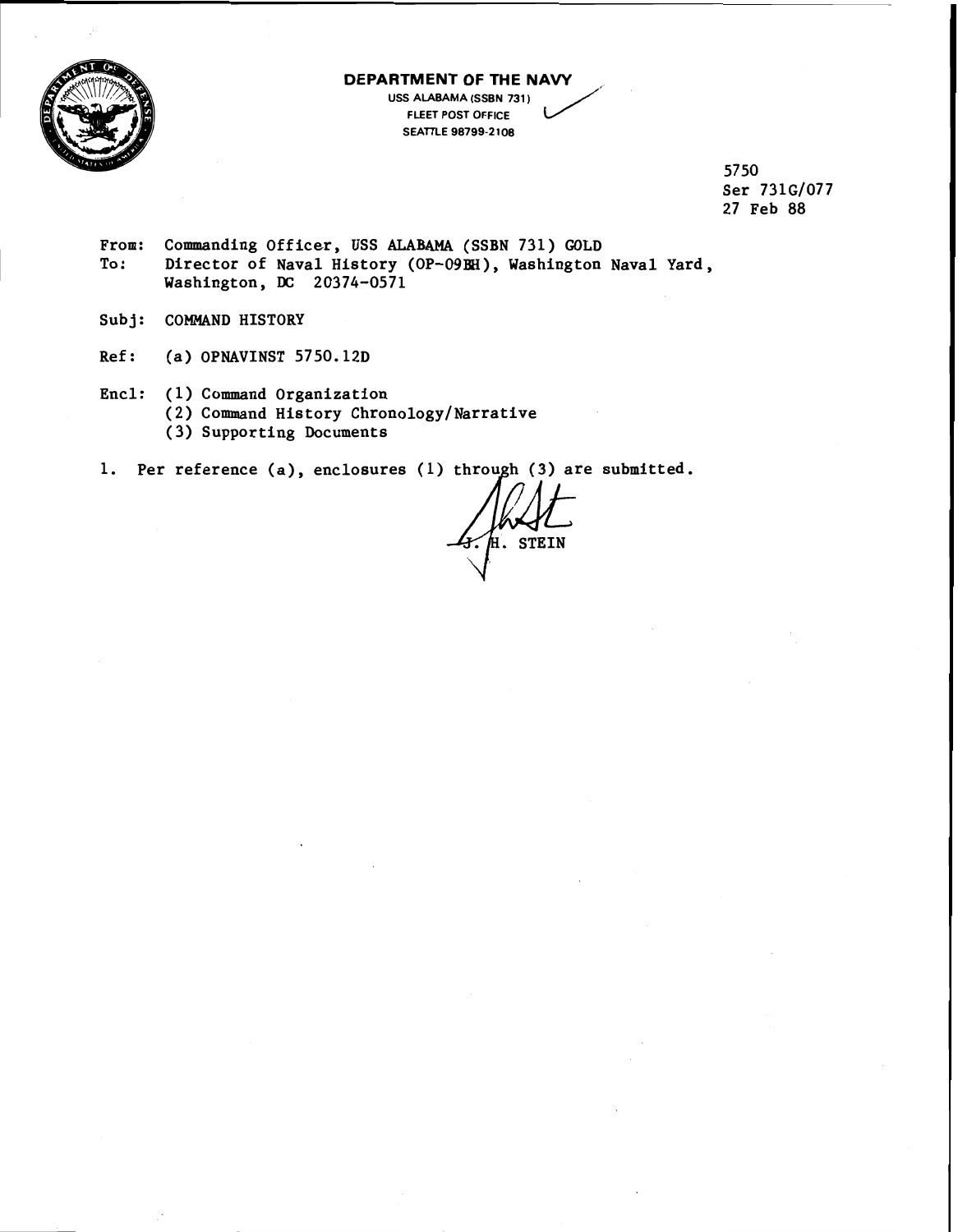**DEPARTMENT OF THE NAVY**
USS ALABAMA (SSBN 731)
FLEET POST OFFICE
SEATTLE 98799-2108

5750
Ser 731G/077
27 Feb 88

From: Commanding Officer, USS ALABAMA (SSBN 731) GOLD
To: Director of Naval History (OP-09BH), Washington Naval Yard, Washington, DC 20374-0571

Subj: COMMAND HISTORY

Ref: (a) OPNAVINST 5750.12D

Encl: (1) Command Organization
(2) Command History Chronology/Narrative
(3) Supporting Documents

1. Per reference (a), enclosures (1) through (3) are submitted.

J. H. STEIN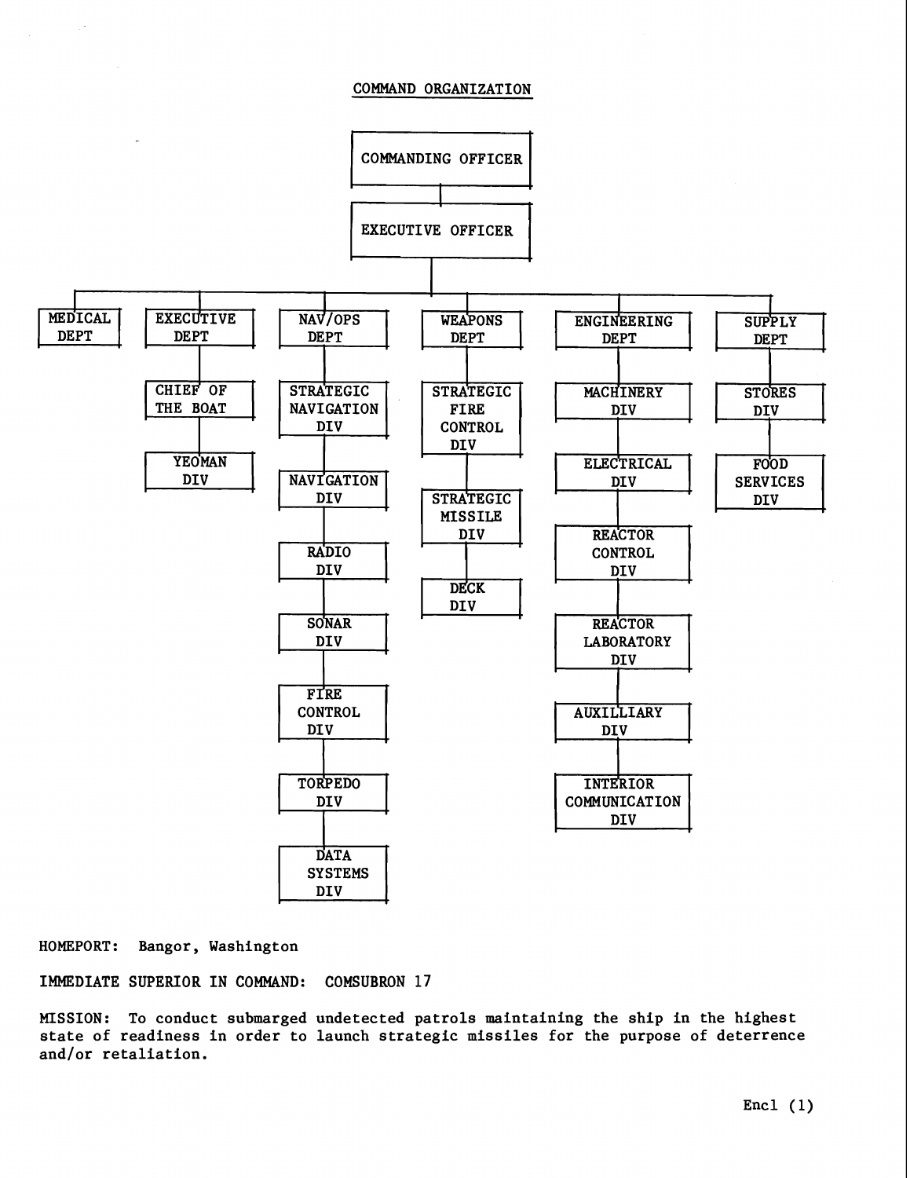## COMMAND ORGANIZATION

- COMMANDING OFFICER
  - EXECUTIVE OFFICER
    - MEDICAL DEPT
    - EXECUTIVE DEPT
      - CHIEF OF THE BOAT
        - YEOMAN DIV
    - NAV/OPS DEPT
      - STRATEGIC NAVIGATION DIV
      - NAVIGATION DIV
      - RADIO DIV
      - SONAR DIV
      - FIRE CONTROL DIV
      - TORPEDO DIV
      - DATA SYSTEMS DIV
    - WEAPONS DEPT
      - STRATEGIC FIRE CONTROL DIV
      - STRATEGIC MISSILE DIV
      - DECK DIV
    - ENGINEERING DEPT
      - MACHINERY DIV
      - ELECTRICAL DIV
      - REACTOR CONTROL DIV
      - REACTOR LABORATORY DIV
      - AUXILLIARY DIV
      - INTERIOR COMMUNICATION DIV
    - SUPPLY DEPT
      - STORES DIV
      - FOOD SERVICES DIV

HOMEPORT: Bangor, Washington

IMMEDIATE SUPERIOR IN COMMAND: COMSUBRON 17

MISSION: To conduct submarged undetected patrols maintaining the ship in the highest state of readiness in order to launch strategic missiles for the purpose of deterrence and/or retaliation.

Encl (1)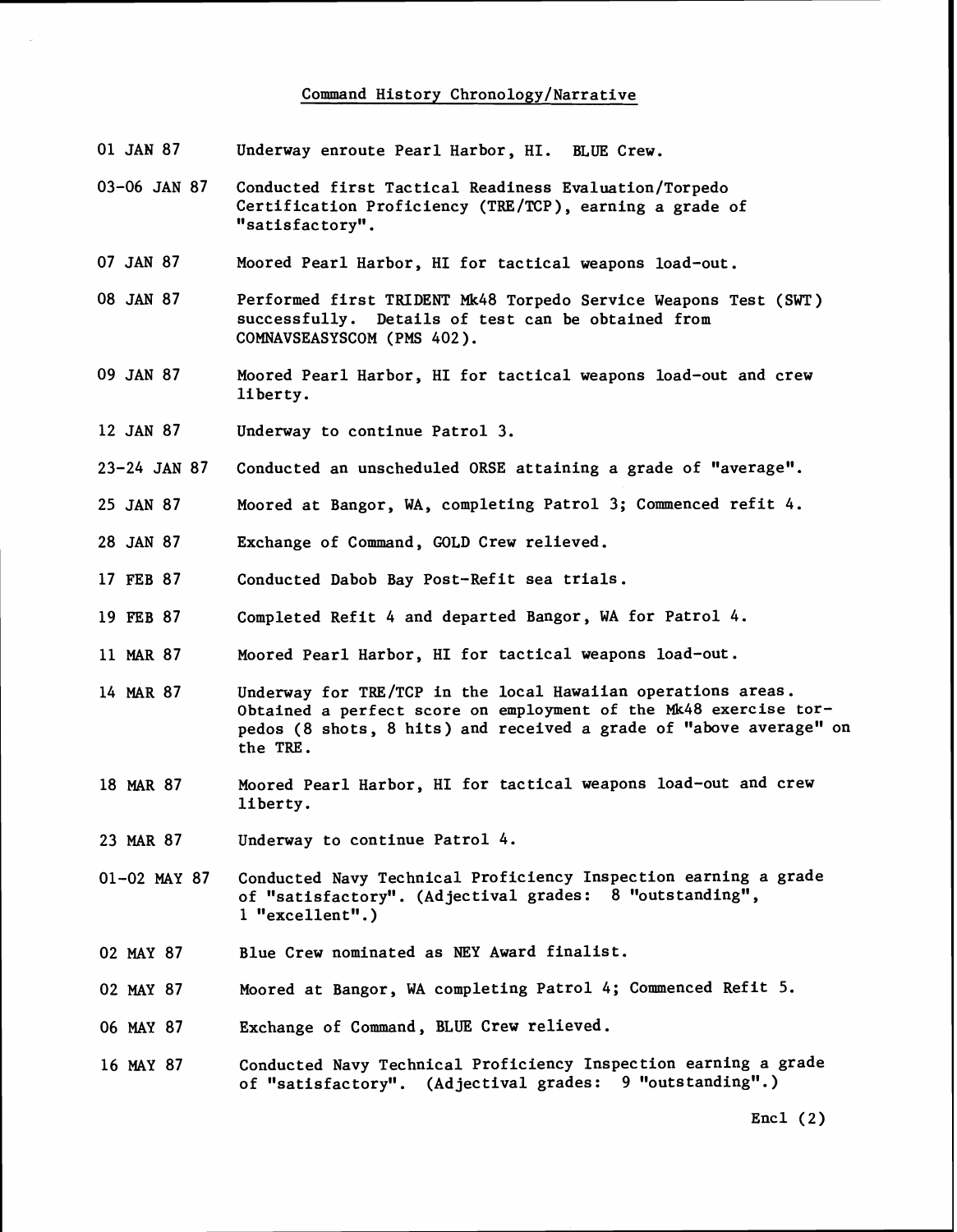## Command History Chronology/Narrative

| | |
|---|---|
| 01 JAN 87 | Underway enroute Pearl Harbor, HI. BLUE Crew. |
| 03-06 JAN 87 | Conducted first Tactical Readiness Evaluation/Torpedo Certification Proficiency (TRE/TCP), earning a grade of "satisfactory". |
| 07 JAN 87 | Moored Pearl Harbor, HI for tactical weapons load-out. |
| 08 JAN 87 | Performed first TRIDENT Mk48 Torpedo Service Weapons Test (SWT) successfully. Details of test can be obtained from COMNAVSEASYSCOM (PMS 402). |
| 09 JAN 87 | Moored Pearl Harbor, HI for tactical weapons load-out and crew liberty. |
| 12 JAN 87 | Underway to continue Patrol 3. |
| 23-24 JAN 87 | Conducted an unscheduled ORSE attaining a grade of "average". |
| 25 JAN 87 | Moored at Bangor, WA, completing Patrol 3; Commenced refit 4. |
| 28 JAN 87 | Exchange of Command, GOLD Crew relieved. |
| 17 FEB 87 | Conducted Dabob Bay Post-Refit sea trials. |
| 19 FEB 87 | Completed Refit 4 and departed Bangor, WA for Patrol 4. |
| 11 MAR 87 | Moored Pearl Harbor, HI for tactical weapons load-out. |
| 14 MAR 87 | Underway for TRE/TCP in the local Hawaiian operations areas. Obtained a perfect score on employment of the Mk48 exercise torpedos (8 shots, 8 hits) and received a grade of "above average" on the TRE. |
| 18 MAR 87 | Moored Pearl Harbor, HI for tactical weapons load-out and crew liberty. |
| 23 MAR 87 | Underway to continue Patrol 4. |
| 01-02 MAY 87 | Conducted Navy Technical Proficiency Inspection earning a grade of "satisfactory". (Adjectival grades: 8 "outstanding", 1 "excellent".) |
| 02 MAY 87 | Blue Crew nominated as NEY Award finalist. |
| 02 MAY 87 | Moored at Bangor, WA completing Patrol 4; Commenced Refit 5. |
| 06 MAY 87 | Exchange of Command, BLUE Crew relieved. |
| 16 MAY 87 | Conducted Navy Technical Proficiency Inspection earning a grade of "satisfactory". (Adjectival grades: 9 "outstanding".) |

Encl (2)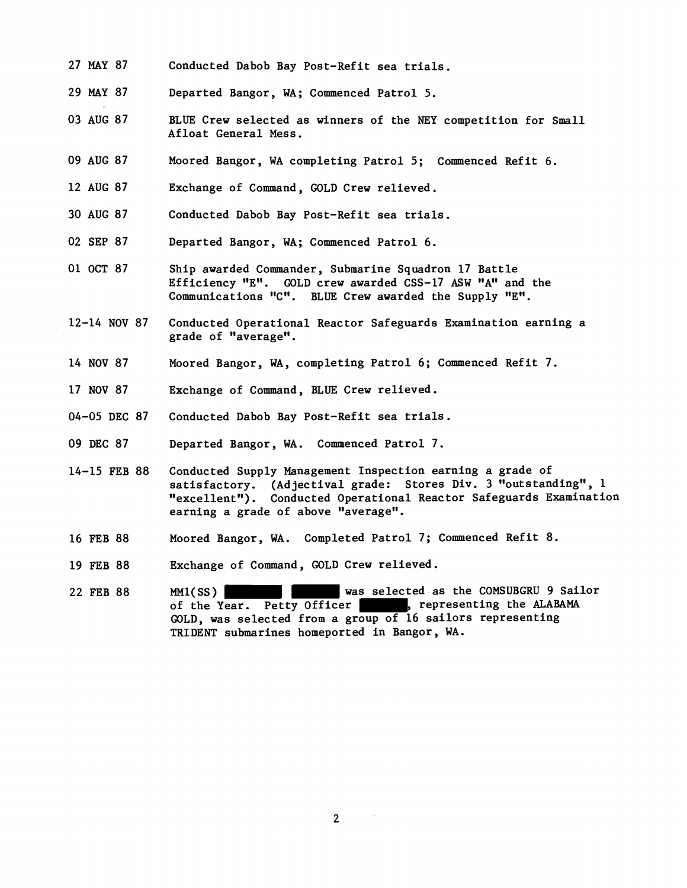| | |
|---|---|
| 27 MAY 87 | Conducted Dabob Bay Post-Refit sea trials. |
| 29 MAY 87 | Departed Bangor, WA; Commenced Patrol 5. |
| 03 AUG 87 | BLUE Crew selected as winners of the NEY competition for Small Afloat General Mess. |
| 09 AUG 87 | Moored Bangor, WA completing Patrol 5; Commenced Refit 6. |
| 12 AUG 87 | Exchange of Command, GOLD Crew relieved. |
| 30 AUG 87 | Conducted Dabob Bay Post-Refit sea trials. |
| 02 SEP 87 | Departed Bangor, WA; Commenced Patrol 6. |
| 01 OCT 87 | Ship awarded Commander, Submarine Squadron 17 Battle Efficiency "E". GOLD crew awarded CSS-17 ASW "A" and the Communications "C". BLUE Crew awarded the Supply "E". |
| 12-14 NOV 87 | Conducted Operational Reactor Safeguards Examination earning a grade of "average". |
| 14 NOV 87 | Moored Bangor, WA, completing Patrol 6; Commenced Refit 7. |
| 17 NOV 87 | Exchange of Command, BLUE Crew relieved. |
| 04-05 DEC 87 | Conducted Dabob Bay Post-Refit sea trials. |
| 09 DEC 87 | Departed Bangor, WA. Commenced Patrol 7. |
| 14-15 FEB 88 | Conducted Supply Management Inspection earning a grade of satisfactory. (Adjectival grade: Stores Div. 3 "outstanding", 1 "excellent"). Conducted Operational Reactor Safeguards Examination earning a grade of above "average". |
| 16 FEB 88 | Moored Bangor, WA. Completed Patrol 7; Commenced Refit 8. |
| 19 FEB 88 | Exchange of Command, GOLD Crew relieved. |
| 22 FEB 88 | MM1(SS) [REDACTED] [REDACTED] was selected as the COMSUBGRU 9 Sailor of the Year. Petty Officer [REDACTED], representing the ALABAMA GOLD, was selected from a group of 16 sailors representing TRIDENT submarines homeported in Bangor, WA. |